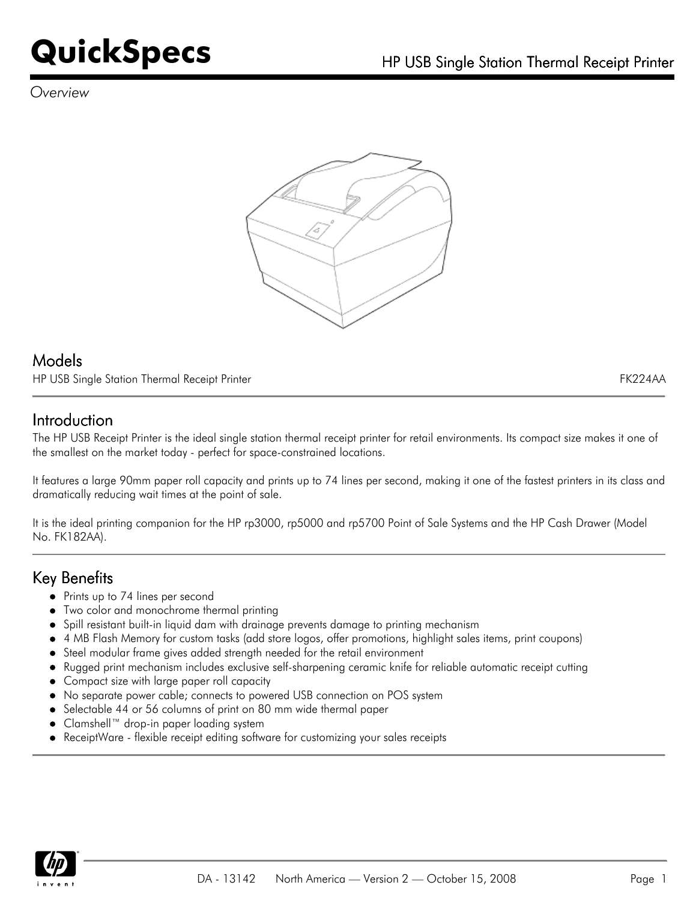# QuickSpecs

## HP USB Single Station Thermal Receipt Printer

*Overview*

## Models

| | |
|---|---|
| HP USB Single Station Thermal Receipt Printer | FK224AA |

## Introduction

The HP USB Receipt Printer is the ideal single station thermal receipt printer for retail environments. Its compact size makes it one of the smallest on the market today - perfect for space-constrained locations.

It features a large 90mm paper roll capacity and prints up to 74 lines per second, making it one of the fastest printers in its class and dramatically reducing wait times at the point of sale.

It is the ideal printing companion for the HP rp3000, rp5000 and rp5700 Point of Sale Systems and the HP Cash Drawer (Model No. FK182AA).

## Key Benefits

- Prints up to 74 lines per second
- Two color and monochrome thermal printing
- Spill resistant built-in liquid dam with drainage prevents damage to printing mechanism
- 4 MB Flash Memory for custom tasks (add store logos, offer promotions, highlight sales items, print coupons)
- Steel modular frame gives added strength needed for the retail environment
- Rugged print mechanism includes exclusive self-sharpening ceramic knife for reliable automatic receipt cutting
- Compact size with large paper roll capacity
- No separate power cable; connects to powered USB connection on POS system
- Selectable 44 or 56 columns of print on 80 mm wide thermal paper
- Clamshell™ drop-in paper loading system
- ReceiptWare - flexible receipt editing software for customizing your sales receipts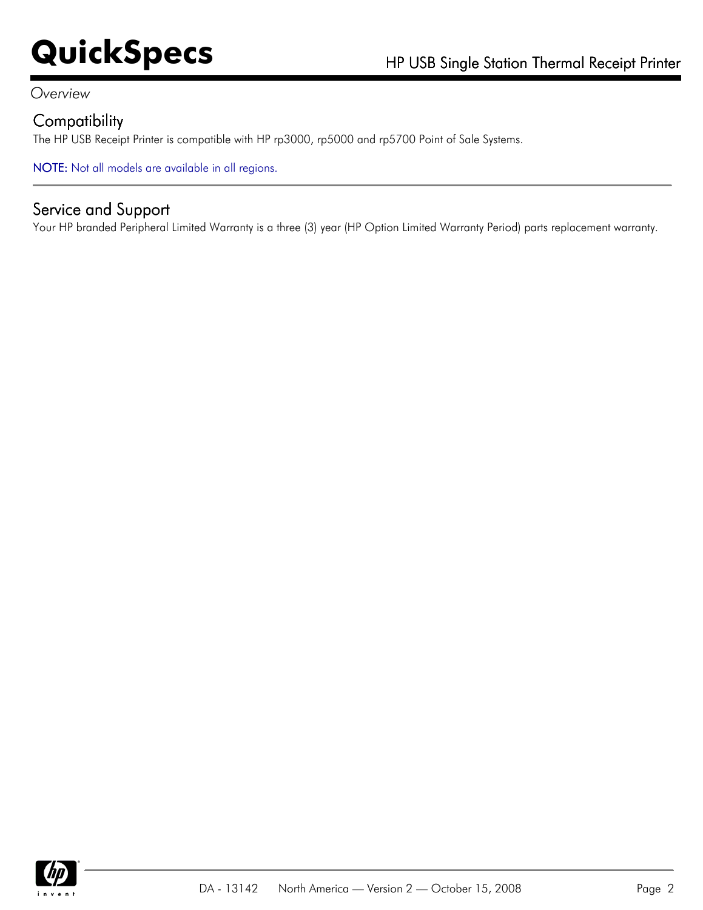*Overview*

## Compatibility

The HP USB Receipt Printer is compatible with HP rp3000, rp5000 and rp5700 Point of Sale Systems.

NOTE: Not all models are available in all regions.

## Service and Support

Your HP branded Peripheral Limited Warranty is a three (3) year (HP Option Limited Warranty Period) parts replacement warranty.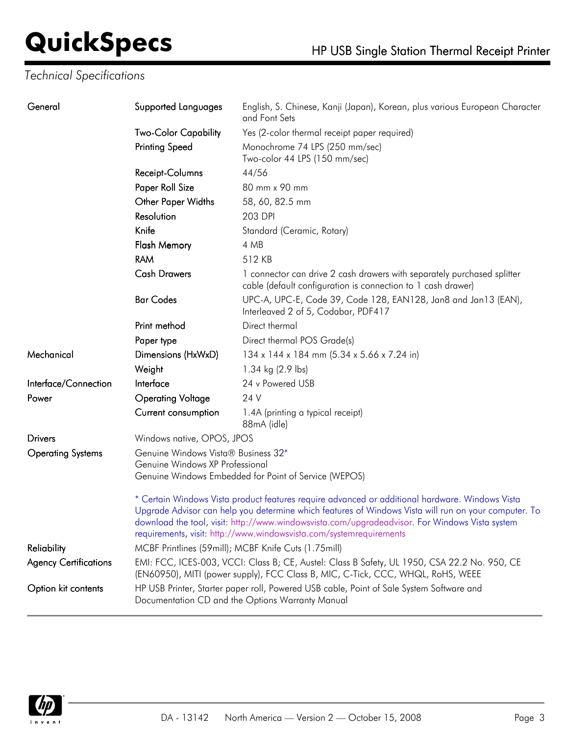*Technical Specifications*

| | | |
|---|---|---|
| General | Supported Languages | English, S. Chinese, Kanji (Japan), Korean, plus various European Character and Font Sets |
| | Two-Color Capability | Yes (2-color thermal receipt paper required) |
| | Printing Speed | Monochrome 74 LPS (250 mm/sec)<br>Two-color 44 LPS (150 mm/sec) |
| | Receipt-Columns | 44/56 |
| | Paper Roll Size | 80 mm x 90 mm |
| | Other Paper Widths | 58, 60, 82.5 mm |
| | Resolution | 203 DPI |
| | Knife | Standard (Ceramic, Rotary) |
| | Flash Memory | 4 MB |
| | RAM | 512 KB |
| | Cash Drawers | 1 connector can drive 2 cash drawers with separately purchased splitter cable (default configuration is connection to 1 cash drawer) |
| | Bar Codes | UPC-A, UPC-E, Code 39, Code 128, EAN128, Jan8 and Jan13 (EAN), Interleaved 2 of 5, Codabar, PDF417 |
| | Print method | Direct thermal |
| | Paper type | Direct thermal POS Grade(s) |
| Mechanical | Dimensions (HxWxD) | 134 x 144 x 184 mm (5.34 x 5.66 x 7.24 in) |
| | Weight | 1.34 kg (2.9 lbs) |
| Interface/Connection | Interface | 24 v Powered USB |
| Power | Operating Voltage | 24 V |
| | Current consumption | 1.4A (printing a typical receipt)<br>88mA (idle) |
| Drivers | Windows native, OPOS, JPOS | |
| Operating Systems | Genuine Windows Vista® Business 32*<br>Genuine Windows XP Professional<br>Genuine Windows Embedded for Point of Service (WEPOS)<br><br>* Certain Windows Vista product features require advanced or additional hardware. Windows Vista Upgrade Advisor can help you determine which features of Windows Vista will run on your computer. To download the tool, visit: http://www.windowsvista.com/upgradeadvisor. For Windows Vista system requirements, visit: http://www.windowsvista.com/systemrequirements | |
| Reliability | MCBF Printlines (59mill); MCBF Knife Cuts (1.75mill) | |
| Agency Certifications | EMI: FCC, ICES-003, VCCI: Class B; CE, Austel: Class B Safety, UL 1950, CSA 22.2 No. 950, CE (EN60950), MITI (power supply), FCC Class B, MIC, C-Tick, CCC, WHQL, RoHS, WEEE | |
| Option kit contents | HP USB Printer, Starter paper roll, Powered USB cable, Point of Sale System Software and Documentation CD and the Options Warranty Manual | |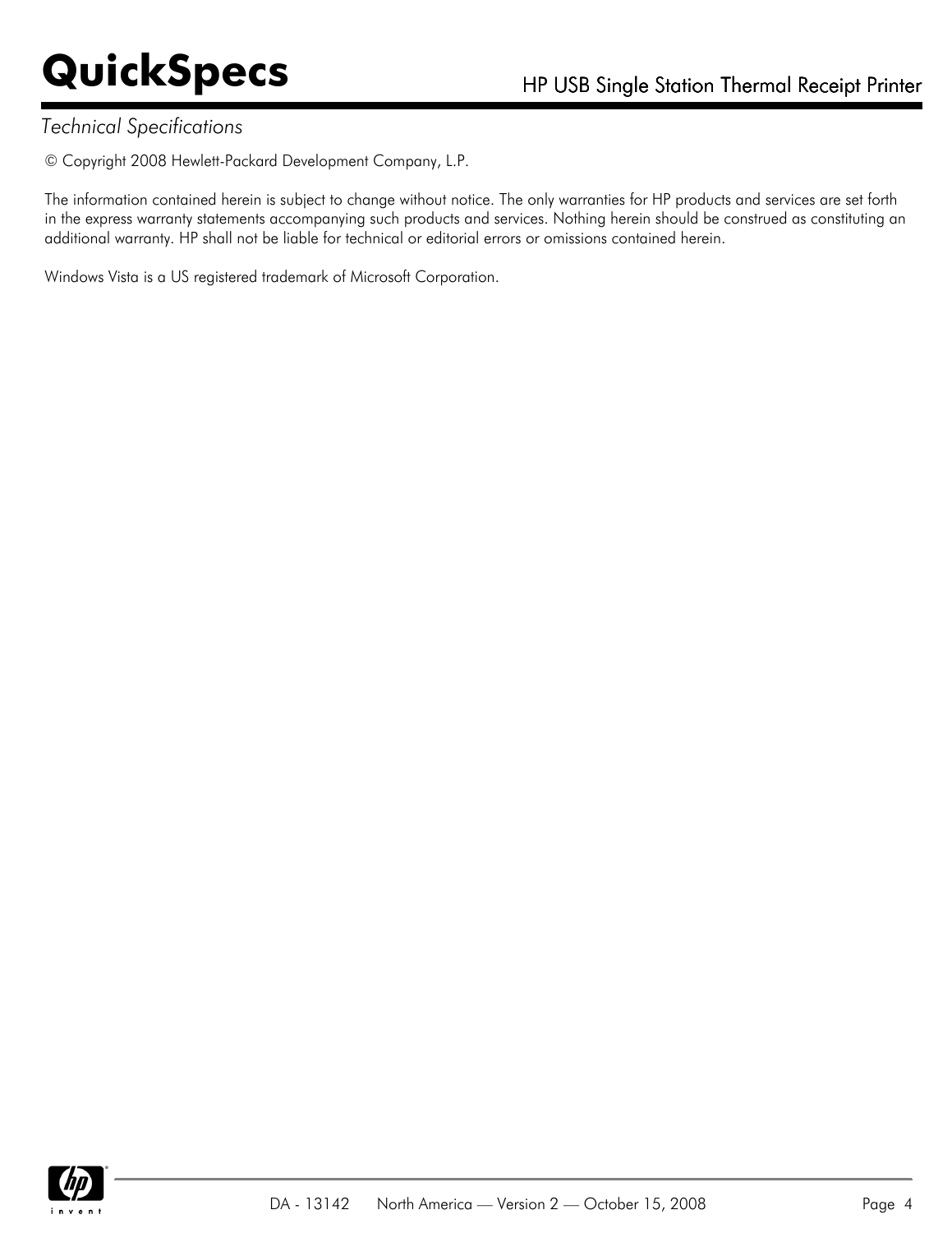*Technical Specifications*

© Copyright 2008 Hewlett-Packard Development Company, L.P.

The information contained herein is subject to change without notice. The only warranties for HP products and services are set forth in the express warranty statements accompanying such products and services. Nothing herein should be construed as constituting an additional warranty. HP shall not be liable for technical or editorial errors or omissions contained herein.

Windows Vista is a US registered trademark of Microsoft Corporation.